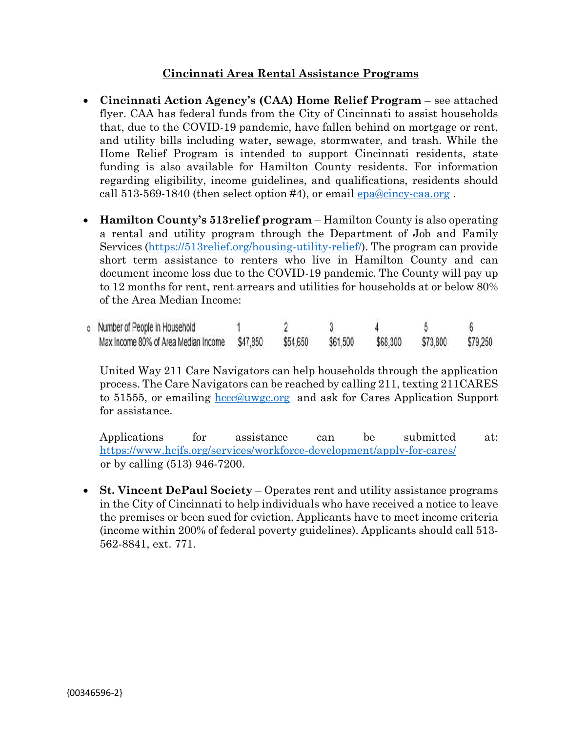**Cincinnati Area Rental Assistance Programs**

- **Cincinnati Action Agency's (CAA) Home Relief Program** – see attached flyer. CAA has federal funds from the City of Cincinnati to assist households that, due to the COVID-19 pandemic, have fallen behind on mortgage or rent, and utility bills including water, sewage, stormwater, and trash. While the Home Relief Program is intended to support Cincinnati residents, state funding is also available for Hamilton County residents. For information regarding eligibility, income guidelines, and qualifications, residents should call 513-569-1840 (then select option #4), or email epa@cincy-caa.org .

- **Hamilton County's 513relief program** – Hamilton County is also operating a rental and utility program through the Department of Job and Family Services (https://513relief.org/housing-utility-relief/). The program can provide short term assistance to renters who live in Hamilton County and can document income loss due to the COVID-19 pandemic. The County will pay up to 12 months for rent, rent arrears and utilities for households at or below 80% of the Area Median Income:

  | Number of People in Household | 1 | 2 | 3 | 4 | 5 | 6 |
  |---|---|---|---|---|---|---|
  | Max Income 80% of Area Median Income | $47,850 | $54,650 | $61,500 | $68,300 | $73,800 | $79,250 |

  United Way 211 Care Navigators can help households through the application process. The Care Navigators can be reached by calling 211, texting 211CARES to 51555, or emailing hccc@uwgc.org and ask for Cares Application Support for assistance.

  Applications for assistance can be submitted at: https://www.hcjfs.org/services/workforce-development/apply-for-cares/ or by calling (513) 946-7200.

- **St. Vincent DePaul Society** – Operates rent and utility assistance programs in the City of Cincinnati to help individuals who have received a notice to leave the premises or been sued for eviction. Applicants have to meet income criteria (income within 200% of federal poverty guidelines). Applicants should call 513-562-8841, ext. 771.

{00346596-2}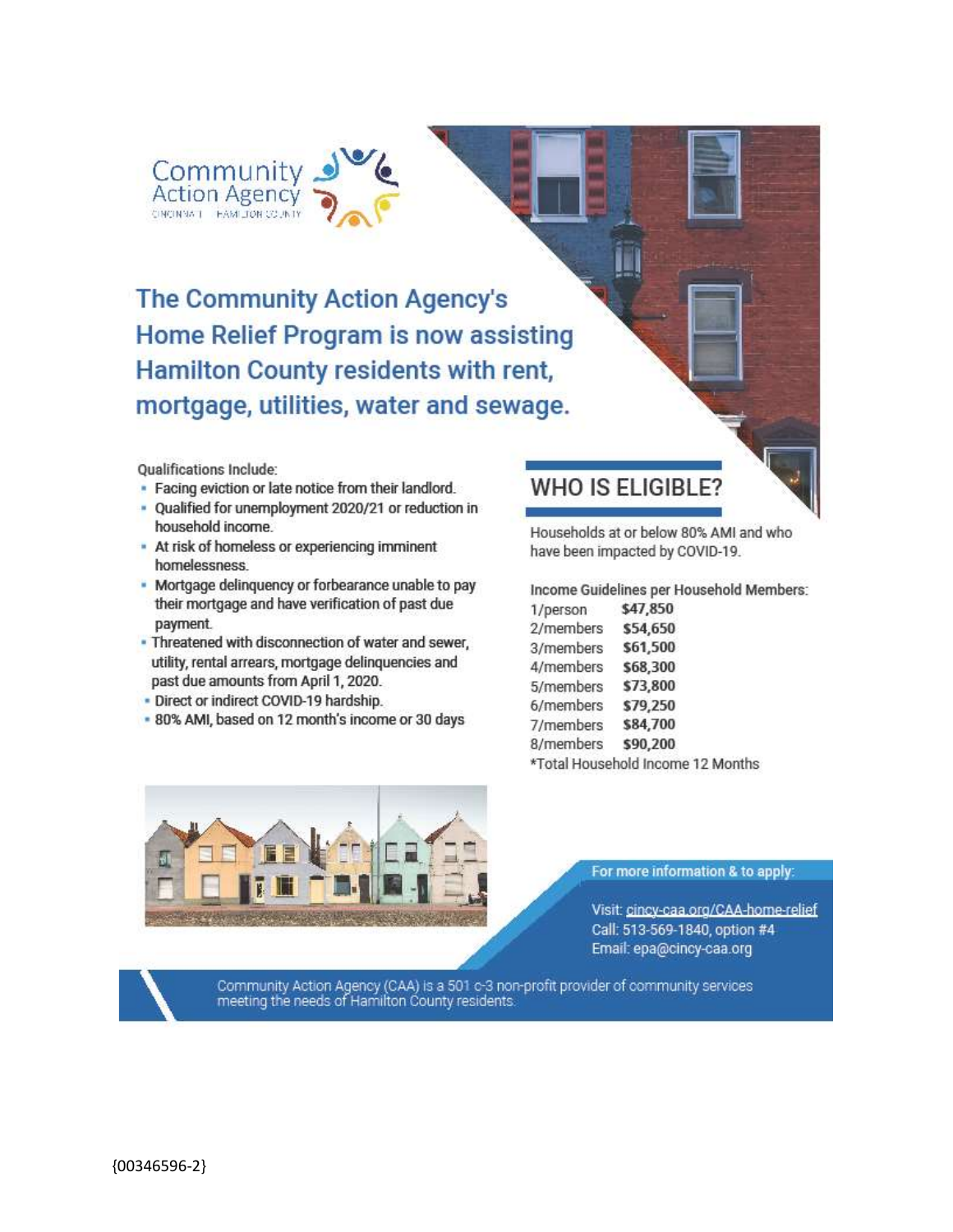Community Action Agency

CINCINNATI · HAMILTON COUNTY

## The Community Action Agency's Home Relief Program is now assisting Hamilton County residents with rent, mortgage, utilities, water and sewage.

Qualifications Include:

- Facing eviction or late notice from their landlord.
- Qualified for unemployment 2020/21 or reduction in household income.
- At risk of homeless or experiencing imminent homelessness.
- Mortgage delinquency or forbearance unable to pay their mortgage and have verification of past due payment.
- Threatened with disconnection of water and sewer, utility, rental arrears, mortgage delinquencies and past due amounts from April 1, 2020.
- Direct or indirect COVID-19 hardship.
- 80% AMI, based on 12 month's income or 30 days

## WHO IS ELIGIBLE?

Households at or below 80% AMI and who have been impacted by COVID-19.

Income Guidelines per Household Members:

| | |
|---|---|
| 1/person | **$47,850** |
| 2/members | **$54,650** |
| 3/members | **$61,500** |
| 4/members | **$68,300** |
| 5/members | **$73,800** |
| 6/members | **$79,250** |
| 7/members | **$84,700** |
| 8/members | **$90,200** |

*Total Household Income 12 Months

For more information & to apply:

Visit: cincy-caa.org/CAA-home-relief
Call: 513-569-1840, option #4
Email: epa@cincy-caa.org

Community Action Agency (CAA) is a 501 c-3 non-profit provider of community services meeting the needs of Hamilton County residents.

{00346596-2}